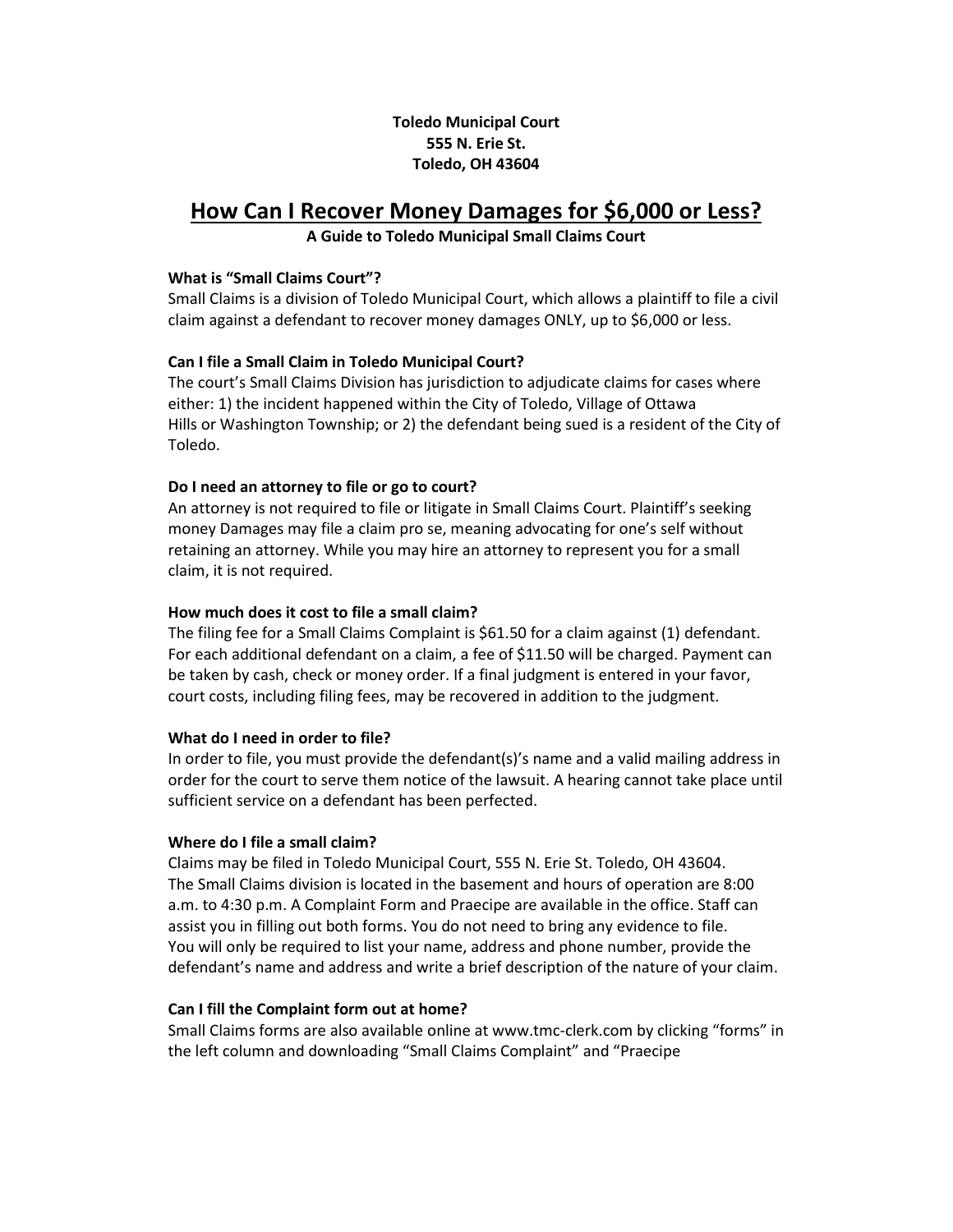**Toledo Municipal Court**
**555 N. Erie St.**
**Toledo, OH 43604**

# How Can I Recover Money Damages for $6,000 or Less?

**A Guide to Toledo Municipal Small Claims Court**

### What is "Small Claims Court"?

Small Claims is a division of Toledo Municipal Court, which allows a plaintiff to file a civil claim against a defendant to recover money damages ONLY, up to $6,000 or less.

### Can I file a Small Claim in Toledo Municipal Court?

The court's Small Claims Division has jurisdiction to adjudicate claims for cases where either: 1) the incident happened within the City of Toledo, Village of Ottawa Hills or Washington Township; or 2) the defendant being sued is a resident of the City of Toledo.

### Do I need an attorney to file or go to court?

An attorney is not required to file or litigate in Small Claims Court. Plaintiff's seeking money Damages may file a claim pro se, meaning advocating for one's self without retaining an attorney. While you may hire an attorney to represent you for a small claim, it is not required.

### How much does it cost to file a small claim?

The filing fee for a Small Claims Complaint is $61.50 for a claim against (1) defendant. For each additional defendant on a claim, a fee of $11.50 will be charged. Payment can be taken by cash, check or money order. If a final judgment is entered in your favor, court costs, including filing fees, may be recovered in addition to the judgment.

### What do I need in order to file?

In order to file, you must provide the defendant(s)'s name and a valid mailing address in order for the court to serve them notice of the lawsuit. A hearing cannot take place until sufficient service on a defendant has been perfected.

### Where do I file a small claim?

Claims may be filed in Toledo Municipal Court, 555 N. Erie St. Toledo, OH 43604. The Small Claims division is located in the basement and hours of operation are 8:00 a.m. to 4:30 p.m. A Complaint Form and Praecipe are available in the office. Staff can assist you in filling out both forms. You do not need to bring any evidence to file. You will only be required to list your name, address and phone number, provide the defendant's name and address and write a brief description of the nature of your claim.

### Can I fill the Complaint form out at home?

Small Claims forms are also available online at www.tmc-clerk.com by clicking "forms" in the left column and downloading "Small Claims Complaint" and "Praecipe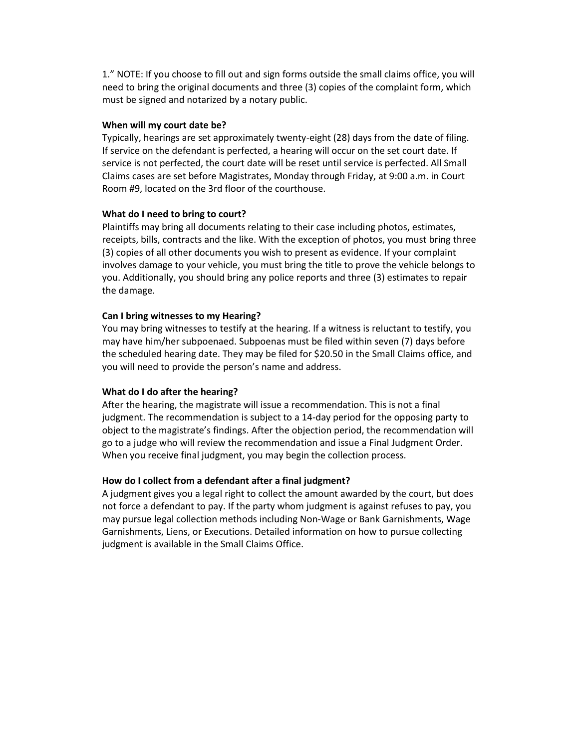1." NOTE: If you choose to fill out and sign forms outside the small claims office, you will need to bring the original documents and three (3) copies of the complaint form, which must be signed and notarized by a notary public.

**When will my court date be?**

Typically, hearings are set approximately twenty-eight (28) days from the date of filing. If service on the defendant is perfected, a hearing will occur on the set court date. If service is not perfected, the court date will be reset until service is perfected. All Small Claims cases are set before Magistrates, Monday through Friday, at 9:00 a.m. in Court Room #9, located on the 3rd floor of the courthouse.

**What do I need to bring to court?**

Plaintiffs may bring all documents relating to their case including photos, estimates, receipts, bills, contracts and the like. With the exception of photos, you must bring three (3) copies of all other documents you wish to present as evidence. If your complaint involves damage to your vehicle, you must bring the title to prove the vehicle belongs to you. Additionally, you should bring any police reports and three (3) estimates to repair the damage.

**Can I bring witnesses to my Hearing?**

You may bring witnesses to testify at the hearing. If a witness is reluctant to testify, you may have him/her subpoenaed. Subpoenas must be filed within seven (7) days before the scheduled hearing date. They may be filed for $20.50 in the Small Claims office, and you will need to provide the person's name and address.

**What do I do after the hearing?**

After the hearing, the magistrate will issue a recommendation. This is not a final judgment. The recommendation is subject to a 14-day period for the opposing party to object to the magistrate's findings. After the objection period, the recommendation will go to a judge who will review the recommendation and issue a Final Judgment Order. When you receive final judgment, you may begin the collection process.

**How do I collect from a defendant after a final judgment?**

A judgment gives you a legal right to collect the amount awarded by the court, but does not force a defendant to pay. If the party whom judgment is against refuses to pay, you may pursue legal collection methods including Non-Wage or Bank Garnishments, Wage Garnishments, Liens, or Executions. Detailed information on how to pursue collecting judgment is available in the Small Claims Office.